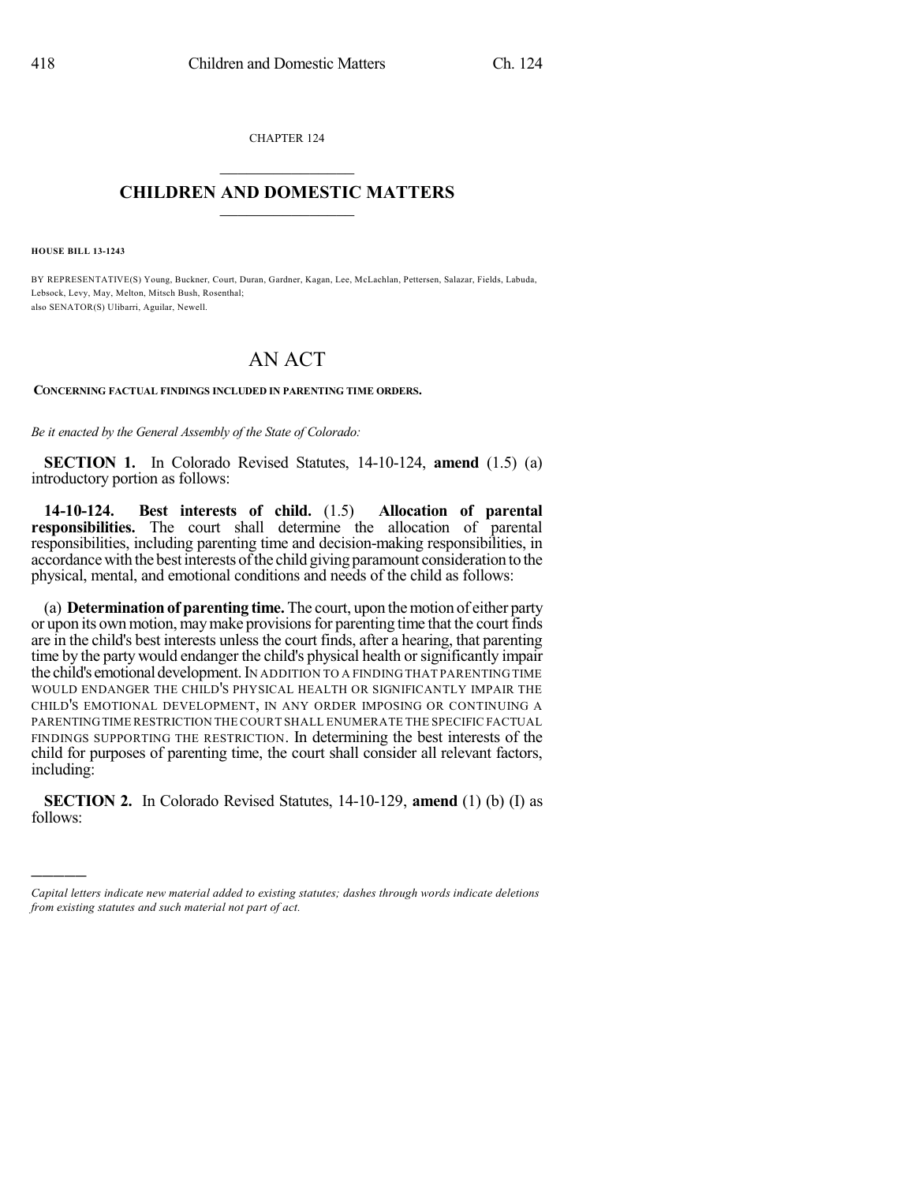CHAPTER 124

# CHILDREN AND DOMESTIC MATTERS

**HOUSE BILL 13-1243**

BY REPRESENTATIVE(S) Young, Buckner, Court, Duran, Gardner, Kagan, Lee, McLachlan, Pettersen, Salazar, Fields, Labuda, Lebsock, Levy, May, Melton, Mitsch Bush, Rosenthal;
also SENATOR(S) Ulibarri, Aguilar, Newell.

# AN ACT

**CONCERNING FACTUAL FINDINGS INCLUDED IN PARENTING TIME ORDERS.**

*Be it enacted by the General Assembly of the State of Colorado:*

**SECTION 1.** In Colorado Revised Statutes, 14-10-124, **amend** (1.5) (a) introductory portion as follows:

**14-10-124. Best interests of child.** (1.5) **Allocation of parental responsibilities.** The court shall determine the allocation of parental responsibilities, including parenting time and decision-making responsibilities, in accordance with the best interests of the child giving paramount consideration to the physical, mental, and emotional conditions and needs of the child as follows:

(a) **Determination of parenting time.** The court, upon the motion of either party or upon its own motion, may make provisions for parenting time that the court finds are in the child's best interests unless the court finds, after a hearing, that parenting time by the party would endanger the child's physical health or significantly impair the child's emotional development. IN ADDITION TO A FINDING THAT PARENTING TIME WOULD ENDANGER THE CHILD'S PHYSICAL HEALTH OR SIGNIFICANTLY IMPAIR THE CHILD'S EMOTIONAL DEVELOPMENT, IN ANY ORDER IMPOSING OR CONTINUING A PARENTING TIME RESTRICTION THE COURT SHALL ENUMERATE THE SPECIFIC FACTUAL FINDINGS SUPPORTING THE RESTRICTION. In determining the best interests of the child for purposes of parenting time, the court shall consider all relevant factors, including:

**SECTION 2.** In Colorado Revised Statutes, 14-10-129, **amend** (1) (b) (I) as follows:

---

*Capital letters indicate new material added to existing statutes; dashes through words indicate deletions from existing statutes and such material not part of act.*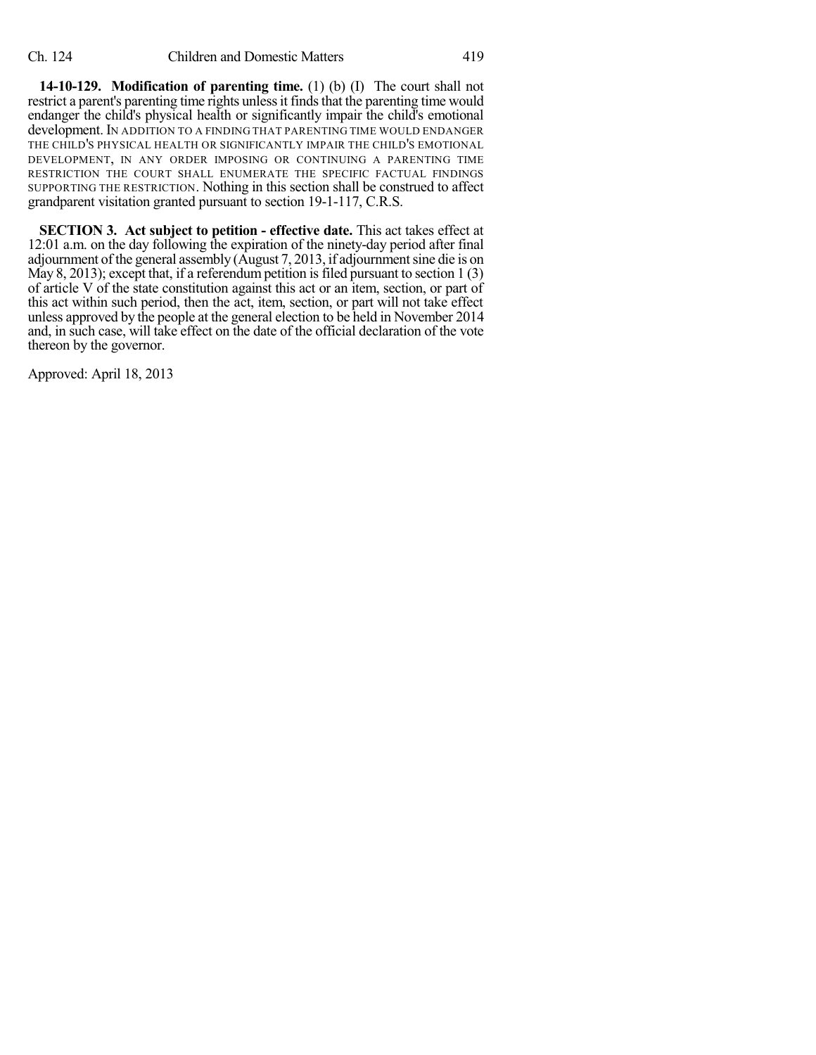**14-10-129. Modification of parenting time.** (1) (b) (I) The court shall not restrict a parent's parenting time rights unless it finds that the parenting time would endanger the child's physical health or significantly impair the child's emotional development. IN ADDITION TO A FINDING THAT PARENTING TIME WOULD ENDANGER THE CHILD'S PHYSICAL HEALTH OR SIGNIFICANTLY IMPAIR THE CHILD'S EMOTIONAL DEVELOPMENT, IN ANY ORDER IMPOSING OR CONTINUING A PARENTING TIME RESTRICTION THE COURT SHALL ENUMERATE THE SPECIFIC FACTUAL FINDINGS SUPPORTING THE RESTRICTION. Nothing in this section shall be construed to affect grandparent visitation granted pursuant to section 19-1-117, C.R.S.

**SECTION 3. Act subject to petition - effective date.** This act takes effect at 12:01 a.m. on the day following the expiration of the ninety-day period after final adjournment of the general assembly (August 7, 2013, if adjournment sine die is on May 8, 2013); except that, if a referendum petition is filed pursuant to section 1 (3) of article V of the state constitution against this act or an item, section, or part of this act within such period, then the act, item, section, or part will not take effect unless approved by the people at the general election to be held in November 2014 and, in such case, will take effect on the date of the official declaration of the vote thereon by the governor.

Approved: April 18, 2013